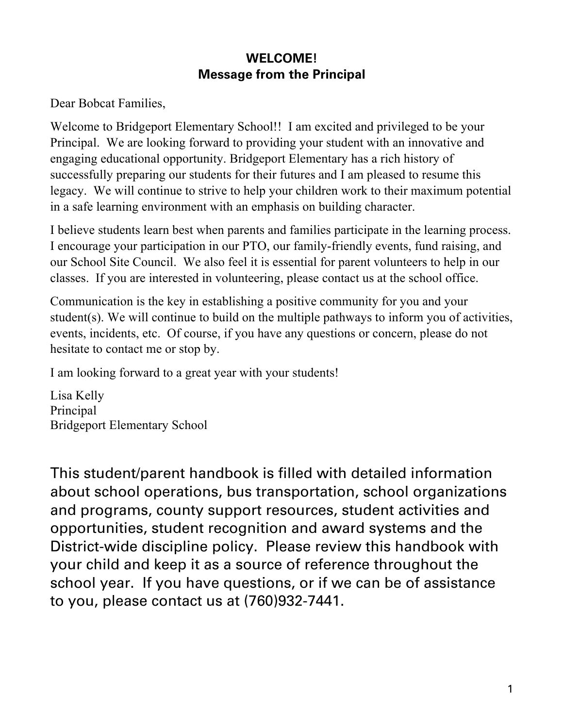# WELCOME!
## Message from the Principal

Dear Bobcat Families,

Welcome to Bridgeport Elementary School!! I am excited and privileged to be your Principal. We are looking forward to providing your student with an innovative and engaging educational opportunity. Bridgeport Elementary has a rich history of successfully preparing our students for their futures and I am pleased to resume this legacy. We will continue to strive to help your children work to their maximum potential in a safe learning environment with an emphasis on building character.

I believe students learn best when parents and families participate in the learning process. I encourage your participation in our PTO, our family-friendly events, fund raising, and our School Site Council. We also feel it is essential for parent volunteers to help in our classes. If you are interested in volunteering, please contact us at the school office.

Communication is the key in establishing a positive community for you and your student(s). We will continue to build on the multiple pathways to inform you of activities, events, incidents, etc. Of course, if you have any questions or concern, please do not hesitate to contact me or stop by.

I am looking forward to a great year with your students!

Lisa Kelly
Principal
Bridgeport Elementary School

This student/parent handbook is filled with detailed information about school operations, bus transportation, school organizations and programs, county support resources, student activities and opportunities, student recognition and award systems and the District-wide discipline policy. Please review this handbook with your child and keep it as a source of reference throughout the school year. If you have questions, or if we can be of assistance to you, please contact us at (760)932-7441.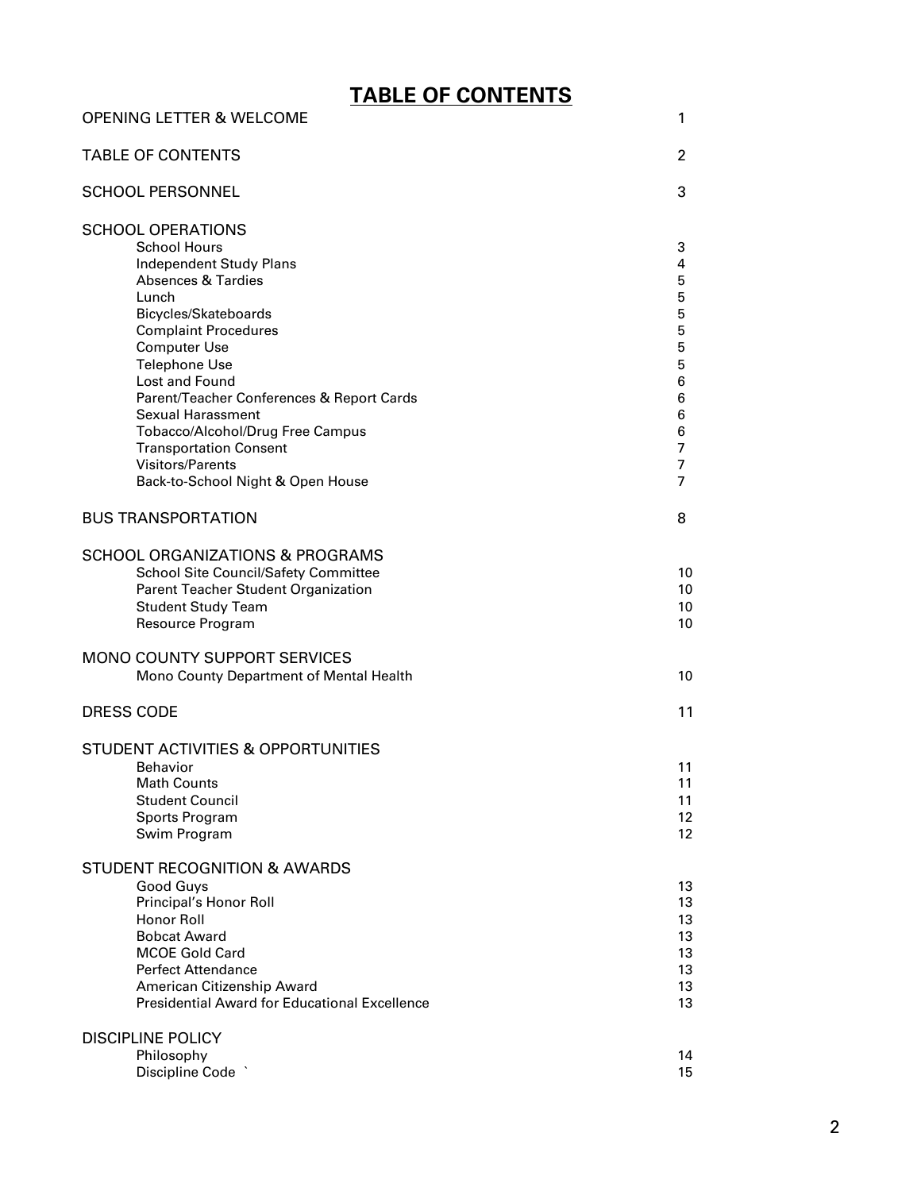# TABLE OF CONTENTS

| | |
|---|---|
| OPENING LETTER & WELCOME | 1 |
| TABLE OF CONTENTS | 2 |
| SCHOOL PERSONNEL | 3 |
| **SCHOOL OPERATIONS** | |
| School Hours | 3 |
| Independent Study Plans | 4 |
| Absences & Tardies | 5 |
| Lunch | 5 |
| Bicycles/Skateboards | 5 |
| Complaint Procedures | 5 |
| Computer Use | 5 |
| Telephone Use | 5 |
| Lost and Found | 6 |
| Parent/Teacher Conferences & Report Cards | 6 |
| Sexual Harassment | 6 |
| Tobacco/Alcohol/Drug Free Campus | 6 |
| Transportation Consent | 7 |
| Visitors/Parents | 7 |
| Back-to-School Night & Open House | 7 |
| BUS TRANSPORTATION | 8 |
| **SCHOOL ORGANIZATIONS & PROGRAMS** | |
| School Site Council/Safety Committee | 10 |
| Parent Teacher Student Organization | 10 |
| Student Study Team | 10 |
| Resource Program | 10 |
| **MONO COUNTY SUPPORT SERVICES** | |
| Mono County Department of Mental Health | 10 |
| DRESS CODE | 11 |
| **STUDENT ACTIVITIES & OPPORTUNITIES** | |
| Behavior | 11 |
| Math Counts | 11 |
| Student Council | 11 |
| Sports Program | 12 |
| Swim Program | 12 |
| **STUDENT RECOGNITION & AWARDS** | |
| Good Guys | 13 |
| Principal's Honor Roll | 13 |
| Honor Roll | 13 |
| Bobcat Award | 13 |
| MCOE Gold Card | 13 |
| Perfect Attendance | 13 |
| American Citizenship Award | 13 |
| Presidential Award for Educational Excellence | 13 |
| **DISCIPLINE POLICY** | |
| Philosophy | 14 |
| Discipline Code ` | 15 |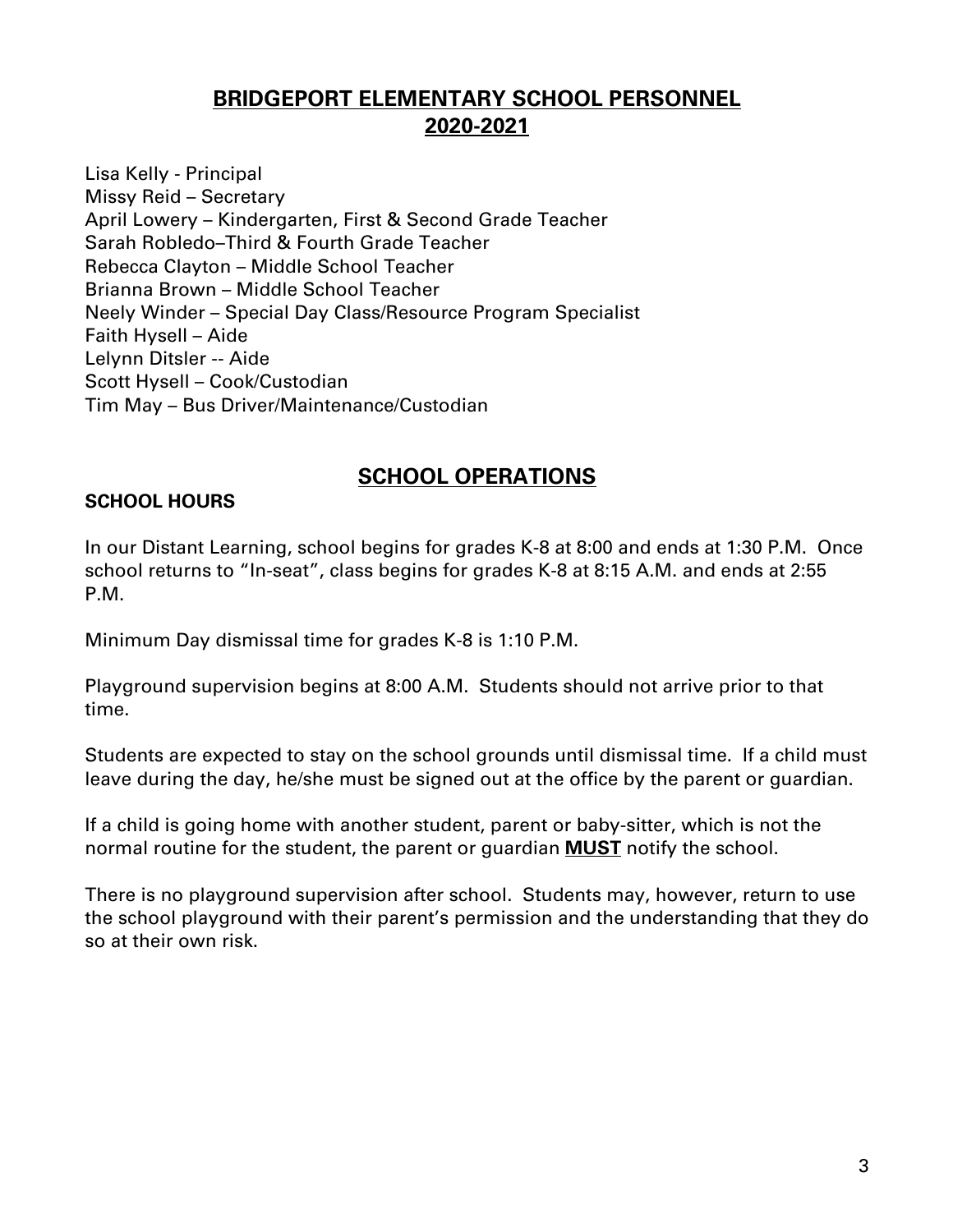## BRIDGEPORT ELEMENTARY SCHOOL PERSONNEL 2020-2021

Lisa Kelly - Principal
Missy Reid – Secretary
April Lowery – Kindergarten, First & Second Grade Teacher
Sarah Robledo–Third & Fourth Grade Teacher
Rebecca Clayton – Middle School Teacher
Brianna Brown – Middle School Teacher
Neely Winder – Special Day Class/Resource Program Specialist
Faith Hysell – Aide
Lelynn Ditsler -- Aide
Scott Hysell – Cook/Custodian
Tim May – Bus Driver/Maintenance/Custodian

## SCHOOL OPERATIONS

### SCHOOL HOURS

In our Distant Learning, school begins for grades K-8 at 8:00 and ends at 1:30 P.M. Once school returns to "In-seat", class begins for grades K-8 at 8:15 A.M. and ends at 2:55 P.M.

Minimum Day dismissal time for grades K-8 is 1:10 P.M.

Playground supervision begins at 8:00 A.M. Students should not arrive prior to that time.

Students are expected to stay on the school grounds until dismissal time. If a child must leave during the day, he/she must be signed out at the office by the parent or guardian.

If a child is going home with another student, parent or baby-sitter, which is not the normal routine for the student, the parent or guardian **MUST** notify the school.

There is no playground supervision after school. Students may, however, return to use the school playground with their parent's permission and the understanding that they do so at their own risk.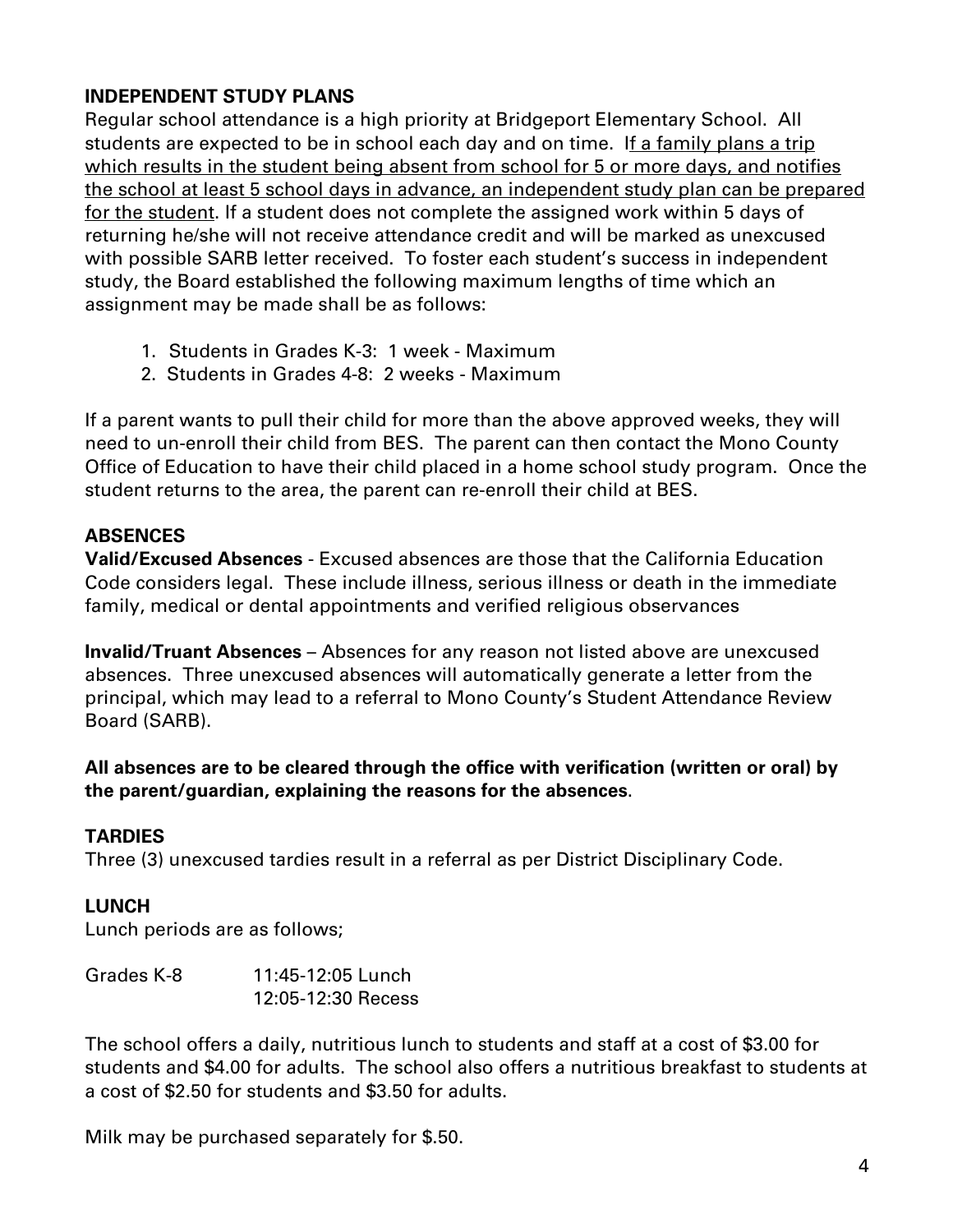## INDEPENDENT STUDY PLANS

Regular school attendance is a high priority at Bridgeport Elementary School. All students are expected to be in school each day and on time. <u>If a family plans a trip which results in the student being absent from school for 5 or more days, and notifies the school at least 5 school days in advance, an independent study plan can be prepared for the student</u>. If a student does not complete the assigned work within 5 days of returning he/she will not receive attendance credit and will be marked as unexcused with possible SARB letter received. To foster each student's success in independent study, the Board established the following maximum lengths of time which an assignment may be made shall be as follows:

1. Students in Grades K-3: 1 week - Maximum
2. Students in Grades 4-8: 2 weeks - Maximum

If a parent wants to pull their child for more than the above approved weeks, they will need to un-enroll their child from BES. The parent can then contact the Mono County Office of Education to have their child placed in a home school study program. Once the student returns to the area, the parent can re-enroll their child at BES.

## ABSENCES

**Valid/Excused Absences** - Excused absences are those that the California Education Code considers legal. These include illness, serious illness or death in the immediate family, medical or dental appointments and verified religious observances

**Invalid/Truant Absences** – Absences for any reason not listed above are unexcused absences. Three unexcused absences will automatically generate a letter from the principal, which may lead to a referral to Mono County's Student Attendance Review Board (SARB).

**All absences are to be cleared through the office with verification (written or oral) by the parent/guardian, explaining the reasons for the absences**.

## TARDIES

Three (3) unexcused tardies result in a referral as per District Disciplinary Code.

## LUNCH

Lunch periods are as follows;

| Grades K-8 | 11:45-12:05 Lunch |
|---|---|
| | 12:05-12:30 Recess |

The school offers a daily, nutritious lunch to students and staff at a cost of $3.00 for students and $4.00 for adults. The school also offers a nutritious breakfast to students at a cost of $2.50 for students and $3.50 for adults.

Milk may be purchased separately for $.50.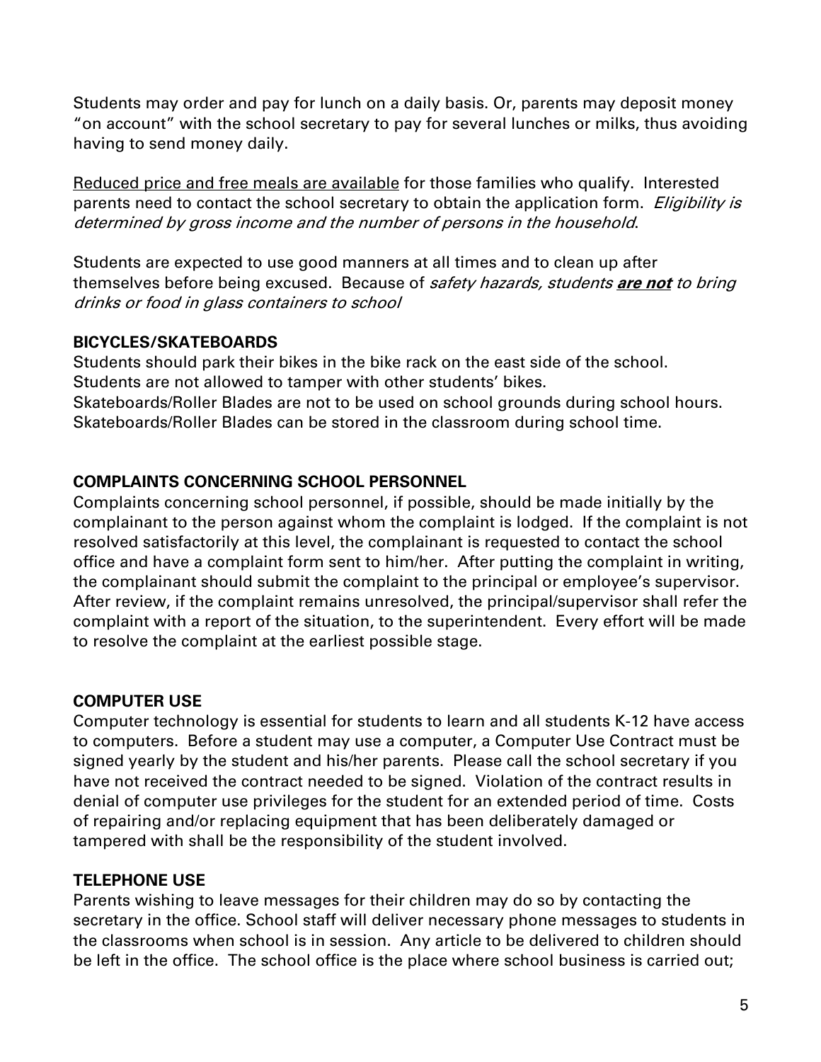Students may order and pay for lunch on a daily basis. Or, parents may deposit money "on account" with the school secretary to pay for several lunches or milks, thus avoiding having to send money daily.

<u>Reduced price and free meals are available</u> for those families who qualify. Interested parents need to contact the school secretary to obtain the application form. *Eligibility is determined by gross income and the number of persons in the household*.

Students are expected to use good manners at all times and to clean up after themselves before being excused. Because of *safety hazards, students **<u>are not</u>** to bring drinks or food in glass containers to school*

### BICYCLES/SKATEBOARDS

Students should park their bikes in the bike rack on the east side of the school.
Students are not allowed to tamper with other students' bikes.
Skateboards/Roller Blades are not to be used on school grounds during school hours.
Skateboards/Roller Blades can be stored in the classroom during school time.

### COMPLAINTS CONCERNING SCHOOL PERSONNEL

Complaints concerning school personnel, if possible, should be made initially by the complainant to the person against whom the complaint is lodged. If the complaint is not resolved satisfactorily at this level, the complainant is requested to contact the school office and have a complaint form sent to him/her. After putting the complaint in writing, the complainant should submit the complaint to the principal or employee's supervisor. After review, if the complaint remains unresolved, the principal/supervisor shall refer the complaint with a report of the situation, to the superintendent. Every effort will be made to resolve the complaint at the earliest possible stage.

### COMPUTER USE

Computer technology is essential for students to learn and all students K-12 have access to computers. Before a student may use a computer, a Computer Use Contract must be signed yearly by the student and his/her parents. Please call the school secretary if you have not received the contract needed to be signed. Violation of the contract results in denial of computer use privileges for the student for an extended period of time. Costs of repairing and/or replacing equipment that has been deliberately damaged or tampered with shall be the responsibility of the student involved.

### TELEPHONE USE

Parents wishing to leave messages for their children may do so by contacting the secretary in the office. School staff will deliver necessary phone messages to students in the classrooms when school is in session. Any article to be delivered to children should be left in the office. The school office is the place where school business is carried out;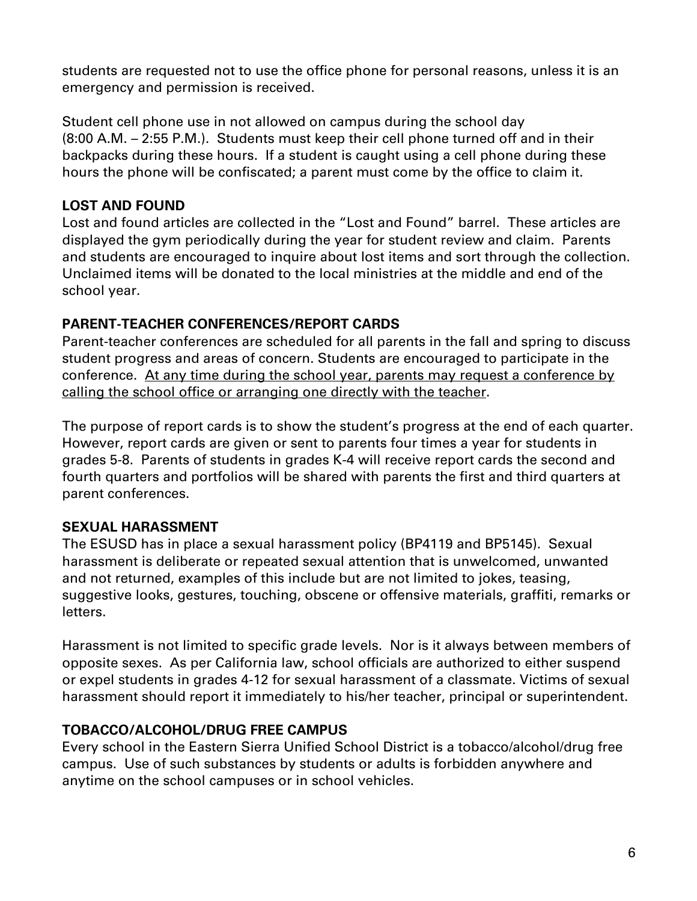students are requested not to use the office phone for personal reasons, unless it is an emergency and permission is received.

Student cell phone use in not allowed on campus during the school day (8:00 A.M. – 2:55 P.M.). Students must keep their cell phone turned off and in their backpacks during these hours. If a student is caught using a cell phone during these hours the phone will be confiscated; a parent must come by the office to claim it.

**LOST AND FOUND**

Lost and found articles are collected in the "Lost and Found" barrel. These articles are displayed the gym periodically during the year for student review and claim. Parents and students are encouraged to inquire about lost items and sort through the collection. Unclaimed items will be donated to the local ministries at the middle and end of the school year.

**PARENT-TEACHER CONFERENCES/REPORT CARDS**

Parent-teacher conferences are scheduled for all parents in the fall and spring to discuss student progress and areas of concern. Students are encouraged to participate in the conference. <u>At any time during the school year, parents may request a conference by calling the school office or arranging one directly with the teacher</u>.

The purpose of report cards is to show the student's progress at the end of each quarter. However, report cards are given or sent to parents four times a year for students in grades 5-8. Parents of students in grades K-4 will receive report cards the second and fourth quarters and portfolios will be shared with parents the first and third quarters at parent conferences.

**SEXUAL HARASSMENT**

The ESUSD has in place a sexual harassment policy (BP4119 and BP5145). Sexual harassment is deliberate or repeated sexual attention that is unwelcomed, unwanted and not returned, examples of this include but are not limited to jokes, teasing, suggestive looks, gestures, touching, obscene or offensive materials, graffiti, remarks or letters.

Harassment is not limited to specific grade levels. Nor is it always between members of opposite sexes. As per California law, school officials are authorized to either suspend or expel students in grades 4-12 for sexual harassment of a classmate. Victims of sexual harassment should report it immediately to his/her teacher, principal or superintendent.

**TOBACCO/ALCOHOL/DRUG FREE CAMPUS**

Every school in the Eastern Sierra Unified School District is a tobacco/alcohol/drug free campus. Use of such substances by students or adults is forbidden anywhere and anytime on the school campuses or in school vehicles.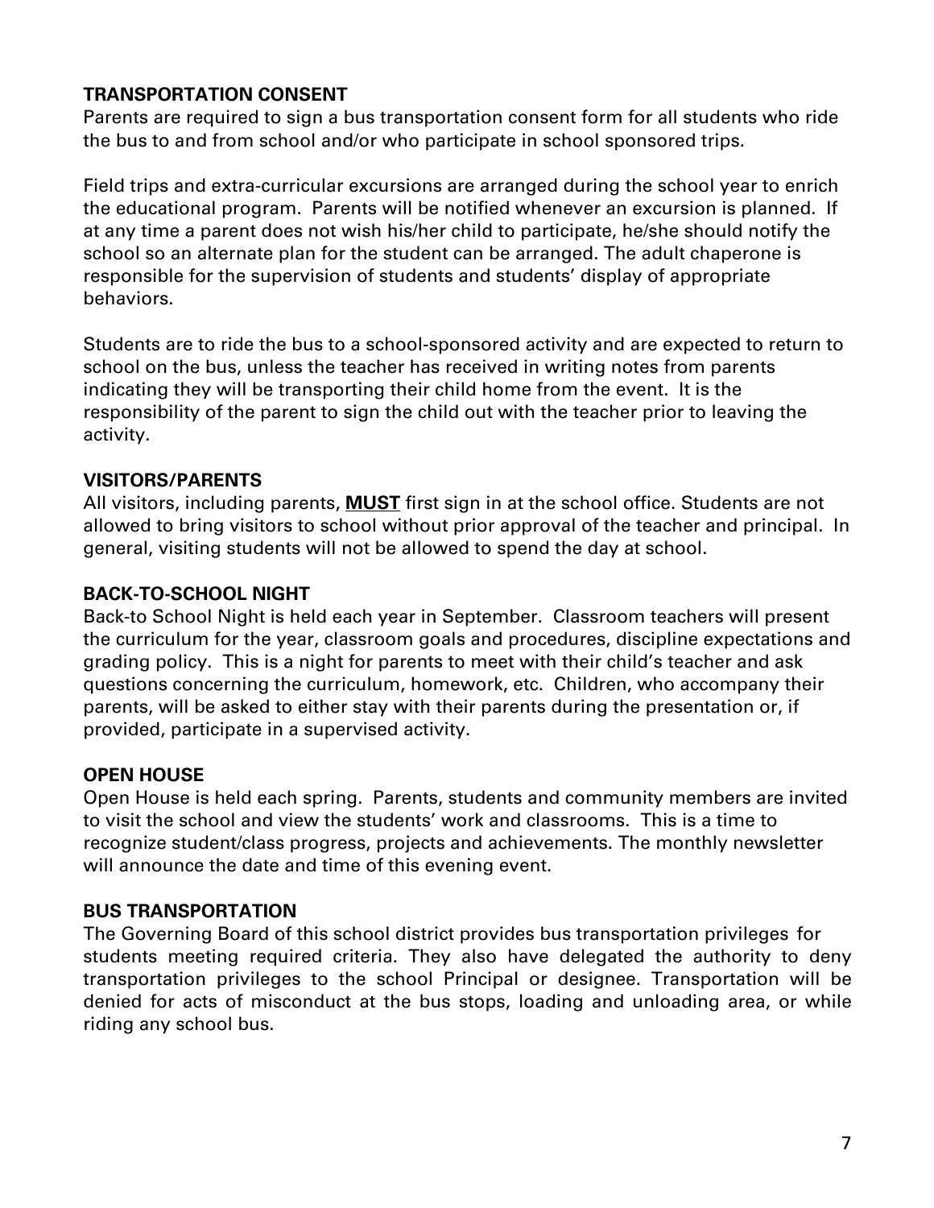**TRANSPORTATION CONSENT**

Parents are required to sign a bus transportation consent form for all students who ride the bus to and from school and/or who participate in school sponsored trips.

Field trips and extra-curricular excursions are arranged during the school year to enrich the educational program. Parents will be notified whenever an excursion is planned. If at any time a parent does not wish his/her child to participate, he/she should notify the school so an alternate plan for the student can be arranged. The adult chaperone is responsible for the supervision of students and students' display of appropriate behaviors.

Students are to ride the bus to a school-sponsored activity and are expected to return to school on the bus, unless the teacher has received in writing notes from parents indicating they will be transporting their child home from the event. It is the responsibility of the parent to sign the child out with the teacher prior to leaving the activity.

**VISITORS/PARENTS**

All visitors, including parents, <u>**MUST**</u> first sign in at the school office. Students are not allowed to bring visitors to school without prior approval of the teacher and principal. In general, visiting students will not be allowed to spend the day at school.

**BACK-TO-SCHOOL NIGHT**

Back-to School Night is held each year in September. Classroom teachers will present the curriculum for the year, classroom goals and procedures, discipline expectations and grading policy. This is a night for parents to meet with their child's teacher and ask questions concerning the curriculum, homework, etc. Children, who accompany their parents, will be asked to either stay with their parents during the presentation or, if provided, participate in a supervised activity.

**OPEN HOUSE**

Open House is held each spring. Parents, students and community members are invited to visit the school and view the students' work and classrooms. This is a time to recognize student/class progress, projects and achievements. The monthly newsletter will announce the date and time of this evening event.

**BUS TRANSPORTATION**

The Governing Board of this school district provides bus transportation privileges for students meeting required criteria. They also have delegated the authority to deny transportation privileges to the school Principal or designee. Transportation will be denied for acts of misconduct at the bus stops, loading and unloading area, or while riding any school bus.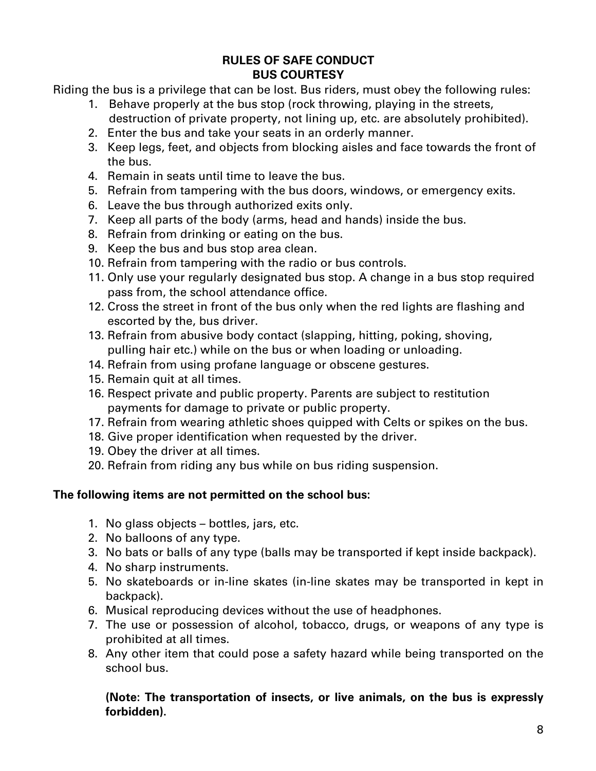## RULES OF SAFE CONDUCT
## BUS COURTESY

Riding the bus is a privilege that can be lost. Bus riders, must obey the following rules:

1. Behave properly at the bus stop (rock throwing, playing in the streets, destruction of private property, not lining up, etc. are absolutely prohibited).
2. Enter the bus and take your seats in an orderly manner.
3. Keep legs, feet, and objects from blocking aisles and face towards the front of the bus.
4. Remain in seats until time to leave the bus.
5. Refrain from tampering with the bus doors, windows, or emergency exits.
6. Leave the bus through authorized exits only.
7. Keep all parts of the body (arms, head and hands) inside the bus.
8. Refrain from drinking or eating on the bus.
9. Keep the bus and bus stop area clean.
10. Refrain from tampering with the radio or bus controls.
11. Only use your regularly designated bus stop. A change in a bus stop required pass from, the school attendance office.
12. Cross the street in front of the bus only when the red lights are flashing and escorted by the, bus driver.
13. Refrain from abusive body contact (slapping, hitting, poking, shoving, pulling hair etc.) while on the bus or when loading or unloading.
14. Refrain from using profane language or obscene gestures.
15. Remain quit at all times.
16. Respect private and public property. Parents are subject to restitution payments for damage to private or public property.
17. Refrain from wearing athletic shoes quipped with Celts or spikes on the bus.
18. Give proper identification when requested by the driver.
19. Obey the driver at all times.
20. Refrain from riding any bus while on bus riding suspension.

**The following items are not permitted on the school bus:**

1. No glass objects – bottles, jars, etc.
2. No balloons of any type.
3. No bats or balls of any type (balls may be transported if kept inside backpack).
4. No sharp instruments.
5. No skateboards or in-line skates (in-line skates may be transported in kept in backpack).
6. Musical reproducing devices without the use of headphones.
7. The use or possession of alcohol, tobacco, drugs, or weapons of any type is prohibited at all times.
8. Any other item that could pose a safety hazard while being transported on the school bus.

**(Note: The transportation of insects, or live animals, on the bus is expressly forbidden).**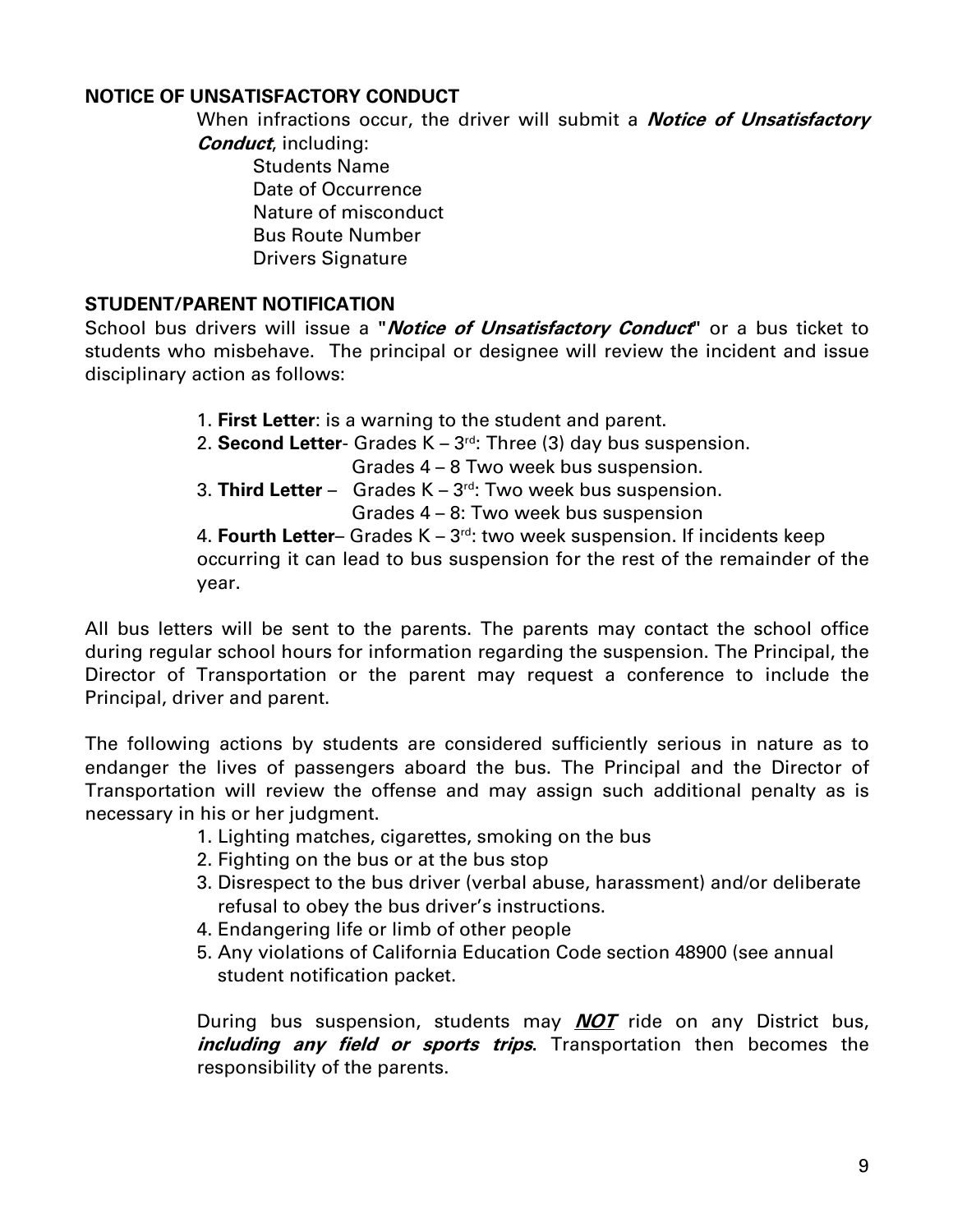### NOTICE OF UNSATISFACTORY CONDUCT

When infractions occur, the driver will submit a ***Notice of Unsatisfactory Conduct***, including:

Students Name
Date of Occurrence
Nature of misconduct
Bus Route Number
Drivers Signature

### STUDENT/PARENT NOTIFICATION

School bus drivers will issue a "***Notice of Unsatisfactory Conduct***" or a bus ticket to students who misbehave. The principal or designee will review the incident and issue disciplinary action as follows:

1. **First Letter**: is a warning to the student and parent.
2. **Second Letter**- Grades K – 3rd: Three (3) day bus suspension.
   Grades 4 – 8 Two week bus suspension.
3. **Third Letter** – Grades K – 3rd: Two week bus suspension.
   Grades 4 – 8: Two week bus suspension
4. **Fourth Letter**– Grades K – 3rd: two week suspension. If incidents keep occurring it can lead to bus suspension for the rest of the remainder of the year.

All bus letters will be sent to the parents. The parents may contact the school office during regular school hours for information regarding the suspension. The Principal, the Director of Transportation or the parent may request a conference to include the Principal, driver and parent.

The following actions by students are considered sufficiently serious in nature as to endanger the lives of passengers aboard the bus. The Principal and the Director of Transportation will review the offense and may assign such additional penalty as is necessary in his or her judgment.

1. Lighting matches, cigarettes, smoking on the bus
2. Fighting on the bus or at the bus stop
3. Disrespect to the bus driver (verbal abuse, harassment) and/or deliberate refusal to obey the bus driver's instructions.
4. Endangering life or limb of other people
5. Any violations of California Education Code section 48900 (see annual student notification packet.

During bus suspension, students may ***NOT*** ride on any District bus, ***including any field or sports trips***. Transportation then becomes the responsibility of the parents.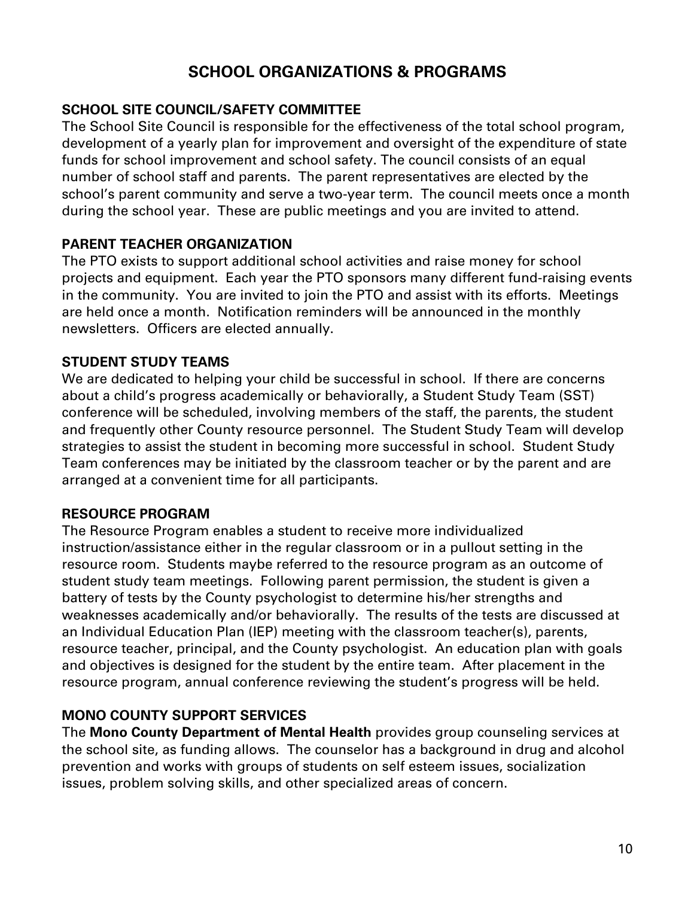# SCHOOL ORGANIZATIONS & PROGRAMS

### SCHOOL SITE COUNCIL/SAFETY COMMITTEE

The School Site Council is responsible for the effectiveness of the total school program, development of a yearly plan for improvement and oversight of the expenditure of state funds for school improvement and school safety. The council consists of an equal number of school staff and parents. The parent representatives are elected by the school's parent community and serve a two-year term. The council meets once a month during the school year. These are public meetings and you are invited to attend.

### PARENT TEACHER ORGANIZATION

The PTO exists to support additional school activities and raise money for school projects and equipment. Each year the PTO sponsors many different fund-raising events in the community. You are invited to join the PTO and assist with its efforts. Meetings are held once a month. Notification reminders will be announced in the monthly newsletters. Officers are elected annually.

### STUDENT STUDY TEAMS

We are dedicated to helping your child be successful in school. If there are concerns about a child's progress academically or behaviorally, a Student Study Team (SST) conference will be scheduled, involving members of the staff, the parents, the student and frequently other County resource personnel. The Student Study Team will develop strategies to assist the student in becoming more successful in school. Student Study Team conferences may be initiated by the classroom teacher or by the parent and are arranged at a convenient time for all participants.

### RESOURCE PROGRAM

The Resource Program enables a student to receive more individualized instruction/assistance either in the regular classroom or in a pullout setting in the resource room. Students maybe referred to the resource program as an outcome of student study team meetings. Following parent permission, the student is given a battery of tests by the County psychologist to determine his/her strengths and weaknesses academically and/or behaviorally. The results of the tests are discussed at an Individual Education Plan (IEP) meeting with the classroom teacher(s), parents, resource teacher, principal, and the County psychologist. An education plan with goals and objectives is designed for the student by the entire team. After placement in the resource program, annual conference reviewing the student's progress will be held.

### MONO COUNTY SUPPORT SERVICES

The **Mono County Department of Mental Health** provides group counseling services at the school site, as funding allows. The counselor has a background in drug and alcohol prevention and works with groups of students on self esteem issues, socialization issues, problem solving skills, and other specialized areas of concern.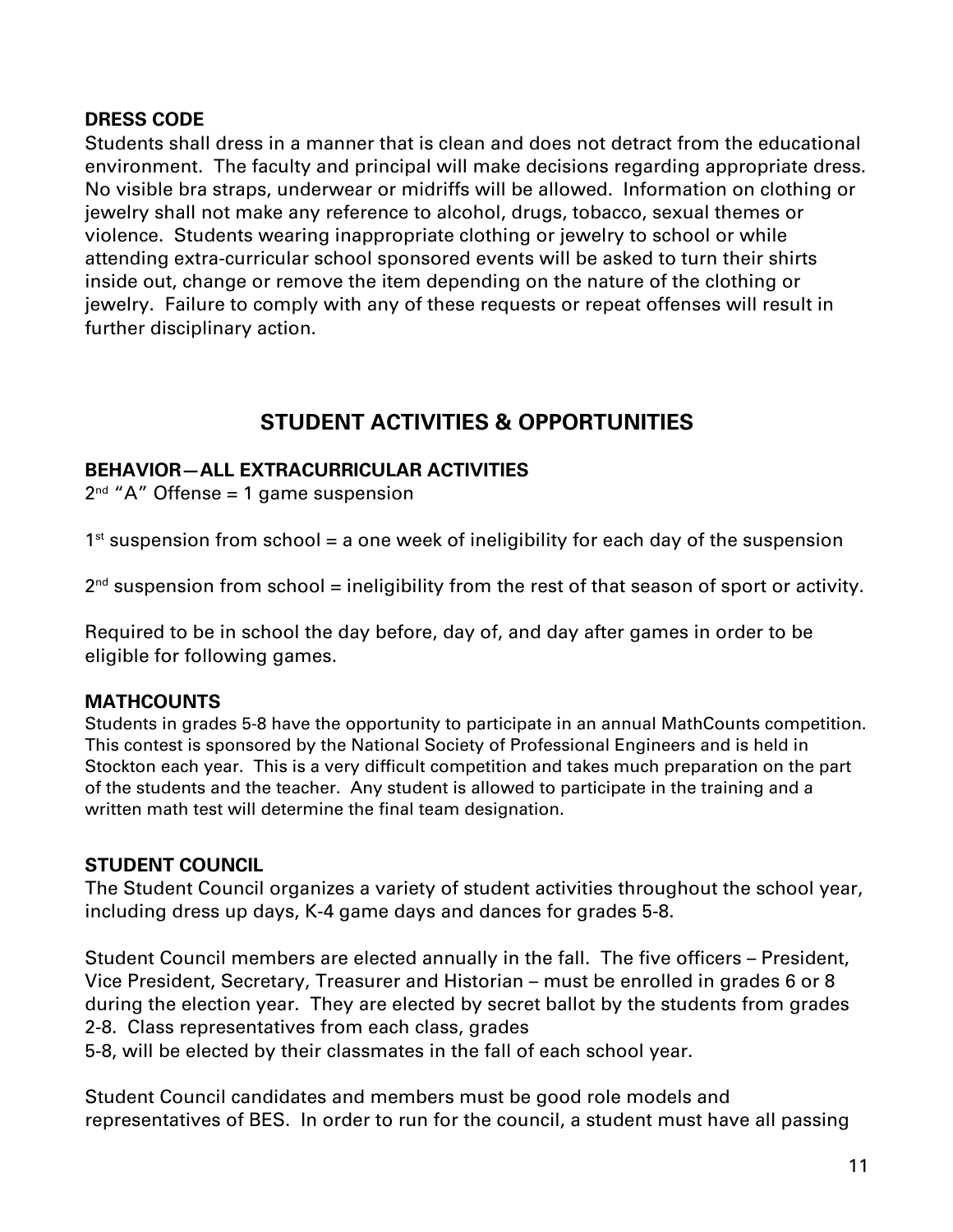### DRESS CODE

Students shall dress in a manner that is clean and does not detract from the educational environment. The faculty and principal will make decisions regarding appropriate dress. No visible bra straps, underwear or midriffs will be allowed. Information on clothing or jewelry shall not make any reference to alcohol, drugs, tobacco, sexual themes or violence. Students wearing inappropriate clothing or jewelry to school or while attending extra-curricular school sponsored events will be asked to turn their shirts inside out, change or remove the item depending on the nature of the clothing or jewelry. Failure to comply with any of these requests or repeat offenses will result in further disciplinary action.

## STUDENT ACTIVITIES & OPPORTUNITIES

### BEHAVIOR—ALL EXTRACURRICULAR ACTIVITIES

2nd "A" Offense = 1 game suspension

1st suspension from school = a one week of ineligibility for each day of the suspension

2nd suspension from school = ineligibility from the rest of that season of sport or activity.

Required to be in school the day before, day of, and day after games in order to be eligible for following games.

### MATHCOUNTS

Students in grades 5-8 have the opportunity to participate in an annual MathCounts competition. This contest is sponsored by the National Society of Professional Engineers and is held in Stockton each year. This is a very difficult competition and takes much preparation on the part of the students and the teacher. Any student is allowed to participate in the training and a written math test will determine the final team designation.

### STUDENT COUNCIL

The Student Council organizes a variety of student activities throughout the school year, including dress up days, K-4 game days and dances for grades 5-8.

Student Council members are elected annually in the fall. The five officers – President, Vice President, Secretary, Treasurer and Historian – must be enrolled in grades 6 or 8 during the election year. They are elected by secret ballot by the students from grades 2-8. Class representatives from each class, grades 5-8, will be elected by their classmates in the fall of each school year.

Student Council candidates and members must be good role models and representatives of BES. In order to run for the council, a student must have all passing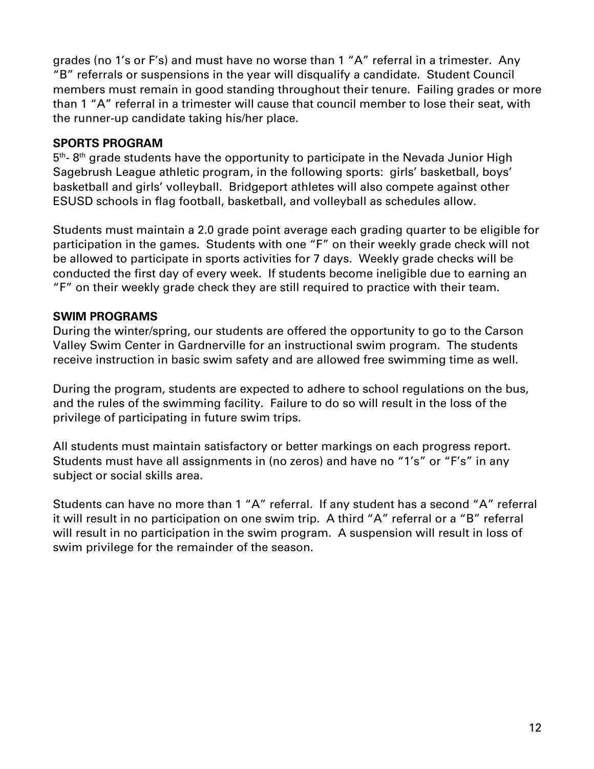grades (no 1's or F's) and must have no worse than 1 "A" referral in a trimester. Any "B" referrals or suspensions in the year will disqualify a candidate. Student Council members must remain in good standing throughout their tenure. Failing grades or more than 1 "A" referral in a trimester will cause that council member to lose their seat, with the runner-up candidate taking his/her place.

**SPORTS PROGRAM**

5th- 8th grade students have the opportunity to participate in the Nevada Junior High Sagebrush League athletic program, in the following sports: girls' basketball, boys' basketball and girls' volleyball. Bridgeport athletes will also compete against other ESUSD schools in flag football, basketball, and volleyball as schedules allow.

Students must maintain a 2.0 grade point average each grading quarter to be eligible for participation in the games. Students with one "F" on their weekly grade check will not be allowed to participate in sports activities for 7 days. Weekly grade checks will be conducted the first day of every week. If students become ineligible due to earning an "F" on their weekly grade check they are still required to practice with their team.

**SWIM PROGRAMS**

During the winter/spring, our students are offered the opportunity to go to the Carson Valley Swim Center in Gardnerville for an instructional swim program. The students receive instruction in basic swim safety and are allowed free swimming time as well.

During the program, students are expected to adhere to school regulations on the bus, and the rules of the swimming facility. Failure to do so will result in the loss of the privilege of participating in future swim trips.

All students must maintain satisfactory or better markings on each progress report. Students must have all assignments in (no zeros) and have no "1's" or "F's" in any subject or social skills area.

Students can have no more than 1 "A" referral. If any student has a second "A" referral it will result in no participation on one swim trip. A third "A" referral or a "B" referral will result in no participation in the swim program. A suspension will result in loss of swim privilege for the remainder of the season.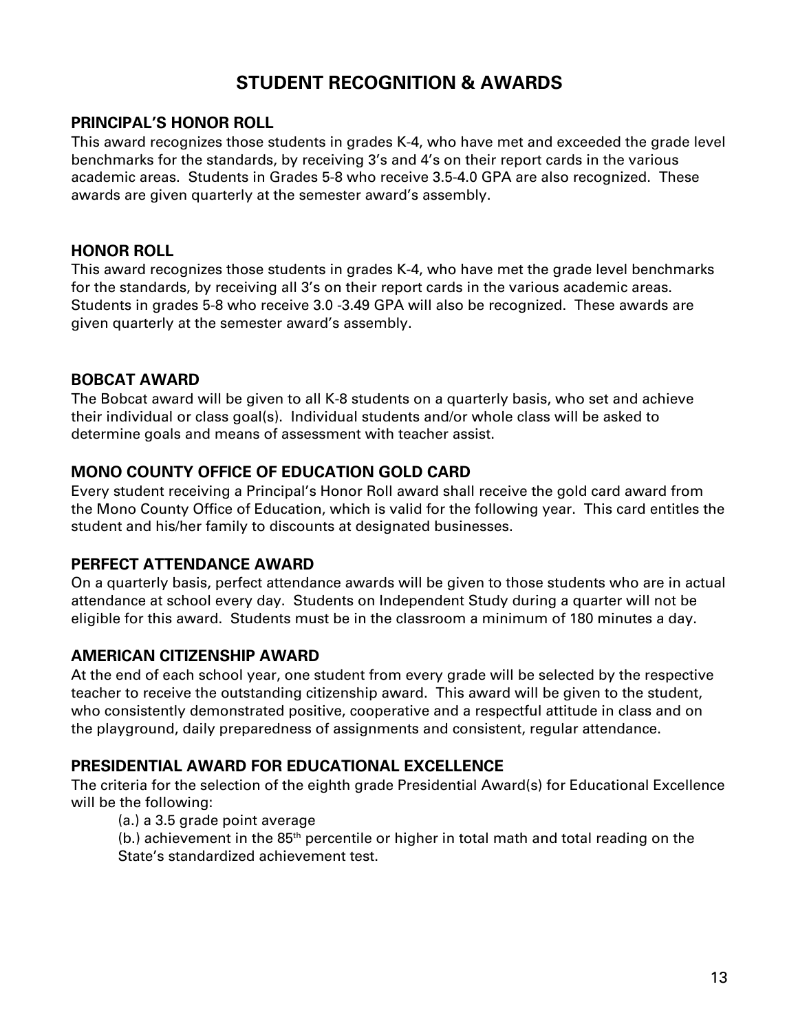# STUDENT RECOGNITION & AWARDS

## PRINCIPAL'S HONOR ROLL

This award recognizes those students in grades K-4, who have met and exceeded the grade level benchmarks for the standards, by receiving 3's and 4's on their report cards in the various academic areas. Students in Grades 5-8 who receive 3.5-4.0 GPA are also recognized. These awards are given quarterly at the semester award's assembly.

## HONOR ROLL

This award recognizes those students in grades K-4, who have met the grade level benchmarks for the standards, by receiving all 3's on their report cards in the various academic areas. Students in grades 5-8 who receive 3.0 -3.49 GPA will also be recognized. These awards are given quarterly at the semester award's assembly.

## BOBCAT AWARD

The Bobcat award will be given to all K-8 students on a quarterly basis, who set and achieve their individual or class goal(s). Individual students and/or whole class will be asked to determine goals and means of assessment with teacher assist.

## MONO COUNTY OFFICE OF EDUCATION GOLD CARD

Every student receiving a Principal's Honor Roll award shall receive the gold card award from the Mono County Office of Education, which is valid for the following year. This card entitles the student and his/her family to discounts at designated businesses.

## PERFECT ATTENDANCE AWARD

On a quarterly basis, perfect attendance awards will be given to those students who are in actual attendance at school every day. Students on Independent Study during a quarter will not be eligible for this award. Students must be in the classroom a minimum of 180 minutes a day.

## AMERICAN CITIZENSHIP AWARD

At the end of each school year, one student from every grade will be selected by the respective teacher to receive the outstanding citizenship award. This award will be given to the student, who consistently demonstrated positive, cooperative and a respectful attitude in class and on the playground, daily preparedness of assignments and consistent, regular attendance.

## PRESIDENTIAL AWARD FOR EDUCATIONAL EXCELLENCE

The criteria for the selection of the eighth grade Presidential Award(s) for Educational Excellence will be the following:

(a.) a 3.5 grade point average

(b.) achievement in the 85th percentile or higher in total math and total reading on the State's standardized achievement test.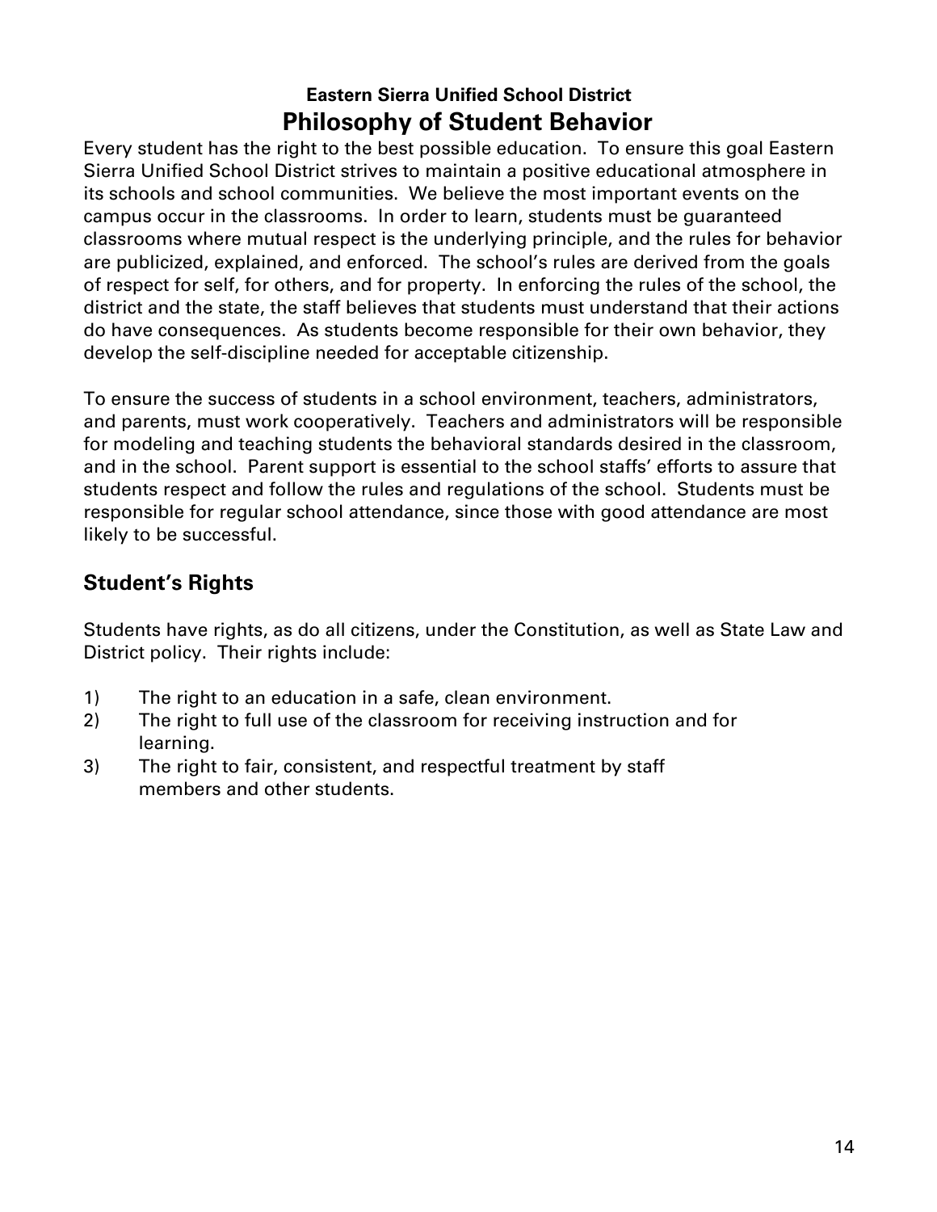**Eastern Sierra Unified School District**

# Philosophy of Student Behavior

Every student has the right to the best possible education. To ensure this goal Eastern Sierra Unified School District strives to maintain a positive educational atmosphere in its schools and school communities. We believe the most important events on the campus occur in the classrooms. In order to learn, students must be guaranteed classrooms where mutual respect is the underlying principle, and the rules for behavior are publicized, explained, and enforced. The school's rules are derived from the goals of respect for self, for others, and for property. In enforcing the rules of the school, the district and the state, the staff believes that students must understand that their actions do have consequences. As students become responsible for their own behavior, they develop the self-discipline needed for acceptable citizenship.

To ensure the success of students in a school environment, teachers, administrators, and parents, must work cooperatively. Teachers and administrators will be responsible for modeling and teaching students the behavioral standards desired in the classroom, and in the school. Parent support is essential to the school staffs' efforts to assure that students respect and follow the rules and regulations of the school. Students must be responsible for regular school attendance, since those with good attendance are most likely to be successful.

## Student's Rights

Students have rights, as do all citizens, under the Constitution, as well as State Law and District policy. Their rights include:

1) The right to an education in a safe, clean environment.
2) The right to full use of the classroom for receiving instruction and for learning.
3) The right to fair, consistent, and respectful treatment by staff members and other students.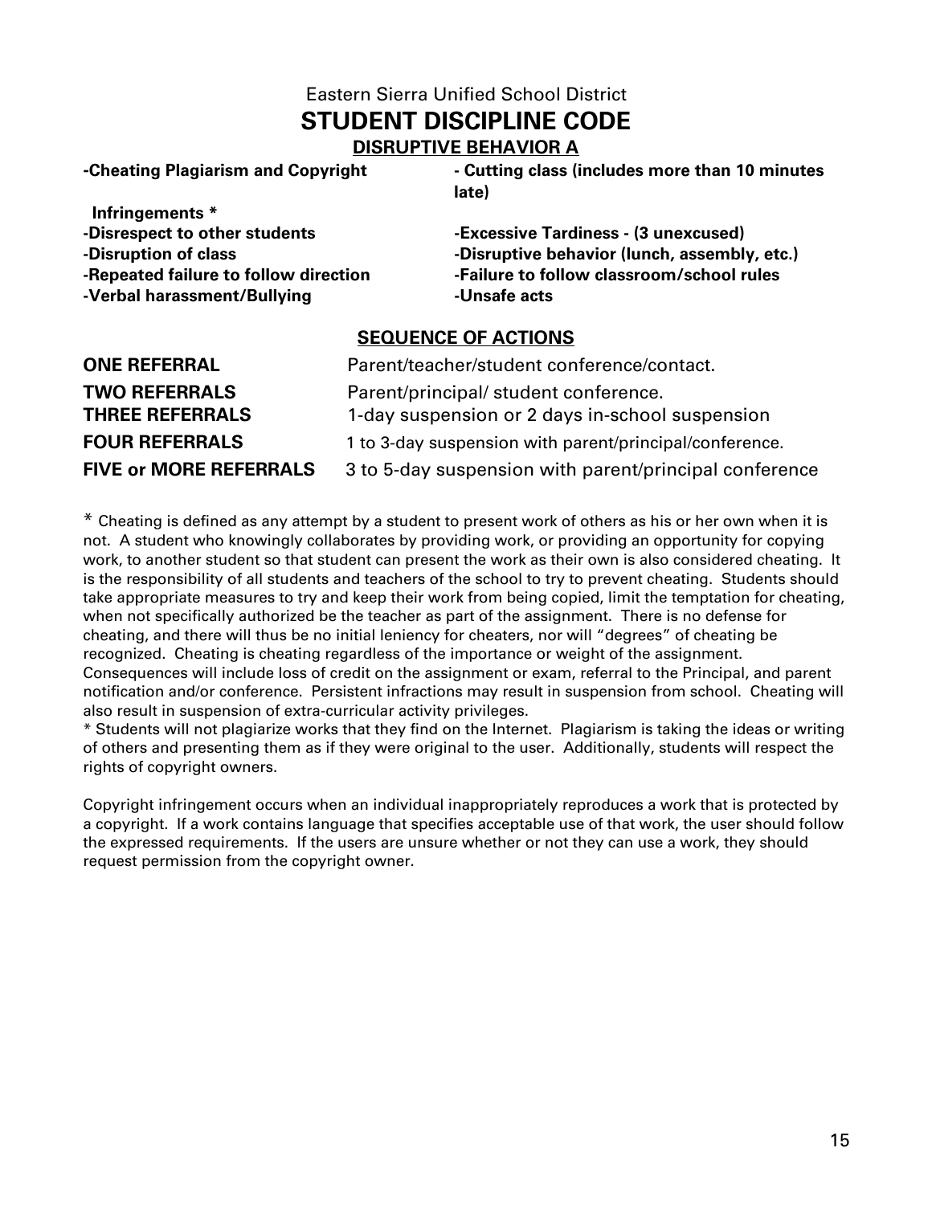Eastern Sierra Unified School District

# STUDENT DISCIPLINE CODE

## DISRUPTIVE BEHAVIOR A

- **-Cheating Plagiarism and Copyright Infringements ***
- **-Disrespect to other students**
- **-Disruption of class**
- **-Repeated failure to follow direction**
- **-Verbal harassment/Bullying**
- **- Cutting class (includes more than 10 minutes late)**
- **-Excessive Tardiness - (3 unexcused)**
- **-Disruptive behavior (lunch, assembly, etc.)**
- **-Failure to follow classroom/school rules**
- **-Unsafe acts**

## SEQUENCE OF ACTIONS

| | |
|---|---|
| **ONE REFERRAL** | Parent/teacher/student conference/contact. |
| **TWO REFERRALS** | Parent/principal/ student conference. |
| **THREE REFERRALS** | 1-day suspension or 2 days in-school suspension |
| **FOUR REFERRALS** | 1 to 3-day suspension with parent/principal/conference. |
| **FIVE or MORE REFERRALS** | 3 to 5-day suspension with parent/principal conference |

* Cheating is defined as any attempt by a student to present work of others as his or her own when it is not. A student who knowingly collaborates by providing work, or providing an opportunity for copying work, to another student so that student can present the work as their own is also considered cheating. It is the responsibility of all students and teachers of the school to try to prevent cheating. Students should take appropriate measures to try and keep their work from being copied, limit the temptation for cheating, when not specifically authorized be the teacher as part of the assignment. There is no defense for cheating, and there will thus be no initial leniency for cheaters, nor will "degrees" of cheating be recognized. Cheating is cheating regardless of the importance or weight of the assignment. Consequences will include loss of credit on the assignment or exam, referral to the Principal, and parent notification and/or conference. Persistent infractions may result in suspension from school. Cheating will also result in suspension of extra-curricular activity privileges.

* Students will not plagiarize works that they find on the Internet. Plagiarism is taking the ideas or writing of others and presenting them as if they were original to the user. Additionally, students will respect the rights of copyright owners.

Copyright infringement occurs when an individual inappropriately reproduces a work that is protected by a copyright. If a work contains language that specifies acceptable use of that work, the user should follow the expressed requirements. If the users are unsure whether or not they can use a work, they should request permission from the copyright owner.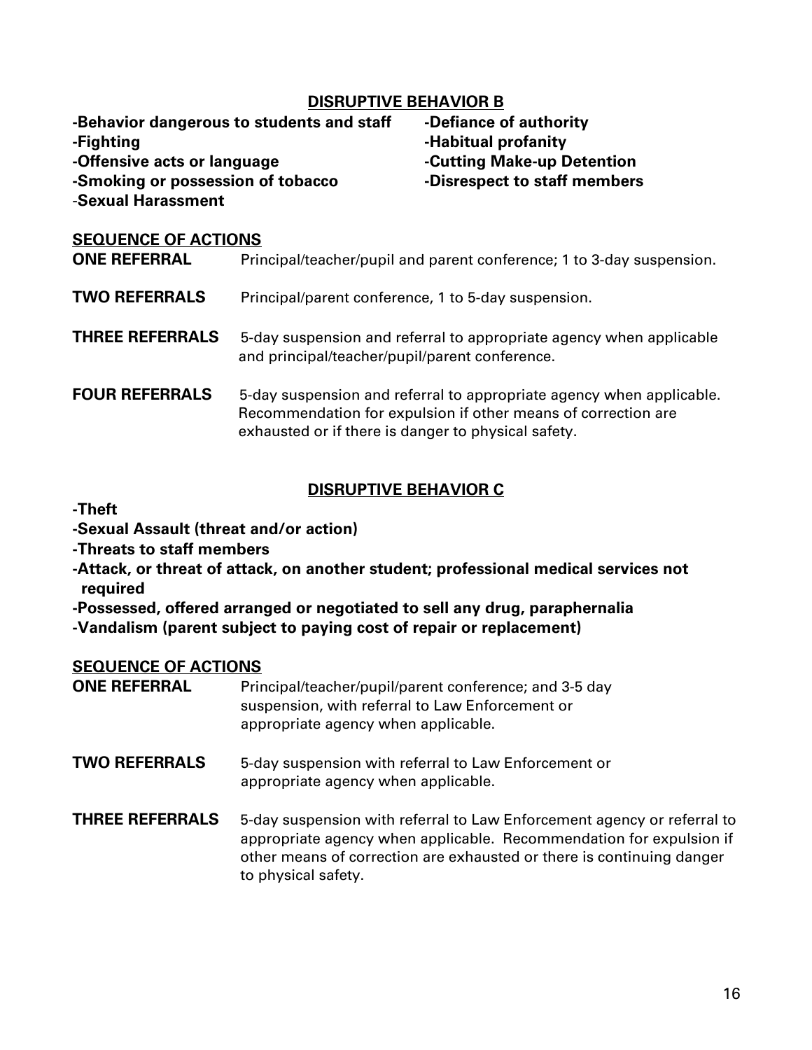## DISRUPTIVE BEHAVIOR B

- **-Behavior dangerous to students and staff**
- **-Fighting**
- **-Offensive acts or language**
- **-Smoking or possession of tobacco**
- **-Sexual Harassment**
- **-Defiance of authority**
- **-Habitual profanity**
- **-Cutting Make-up Detention**
- **-Disrespect to staff members**

### SEQUENCE OF ACTIONS

**ONE REFERRAL** Principal/teacher/pupil and parent conference; 1 to 3-day suspension.

**TWO REFERRALS** Principal/parent conference, 1 to 5-day suspension.

**THREE REFERRALS** 5-day suspension and referral to appropriate agency when applicable and principal/teacher/pupil/parent conference.

**FOUR REFERRALS** 5-day suspension and referral to appropriate agency when applicable. Recommendation for expulsion if other means of correction are exhausted or if there is danger to physical safety.

## DISRUPTIVE BEHAVIOR C

- **-Theft**
- **-Sexual Assault (threat and/or action)**
- **-Threats to staff members**
- **-Attack, or threat of attack, on another student; professional medical services not required**
- **-Possessed, offered arranged or negotiated to sell any drug, paraphernalia**
- **-Vandalism (parent subject to paying cost of repair or replacement)**

### SEQUENCE OF ACTIONS

**ONE REFERRAL** Principal/teacher/pupil/parent conference; and 3-5 day suspension, with referral to Law Enforcement or appropriate agency when applicable.

**TWO REFERRALS** 5-day suspension with referral to Law Enforcement or appropriate agency when applicable.

**THREE REFERRALS** 5-day suspension with referral to Law Enforcement agency or referral to appropriate agency when applicable. Recommendation for expulsion if other means of correction are exhausted or there is continuing danger to physical safety.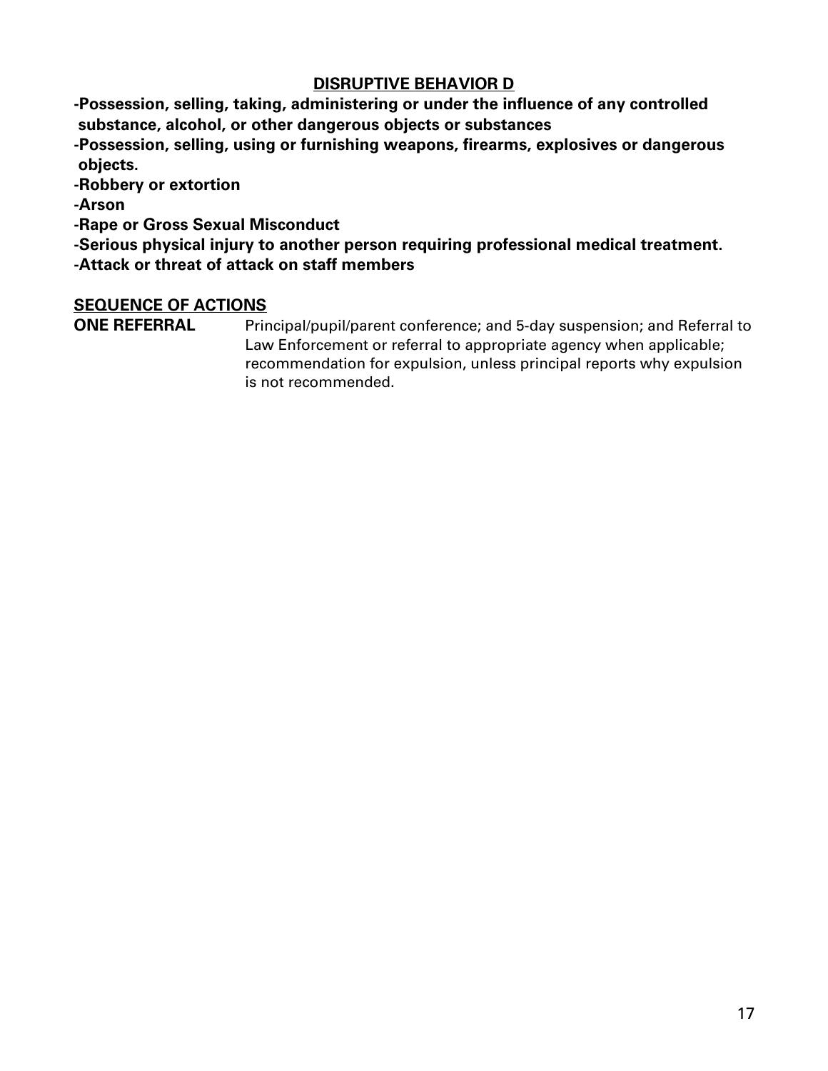## DISRUPTIVE BEHAVIOR D

**-Possession, selling, taking, administering or under the influence of any controlled substance, alcohol, or other dangerous objects or substances**

**-Possession, selling, using or furnishing weapons, firearms, explosives or dangerous objects.**

**-Robbery or extortion**

**-Arson**

**-Rape or Gross Sexual Misconduct**

**-Serious physical injury to another person requiring professional medical treatment.**

**-Attack or threat of attack on staff members**

### SEQUENCE OF ACTIONS

| | |
|---|---|
| **ONE REFERRAL** | Principal/pupil/parent conference; and 5-day suspension; and Referral to Law Enforcement or referral to appropriate agency when applicable; recommendation for expulsion, unless principal reports why expulsion is not recommended. |